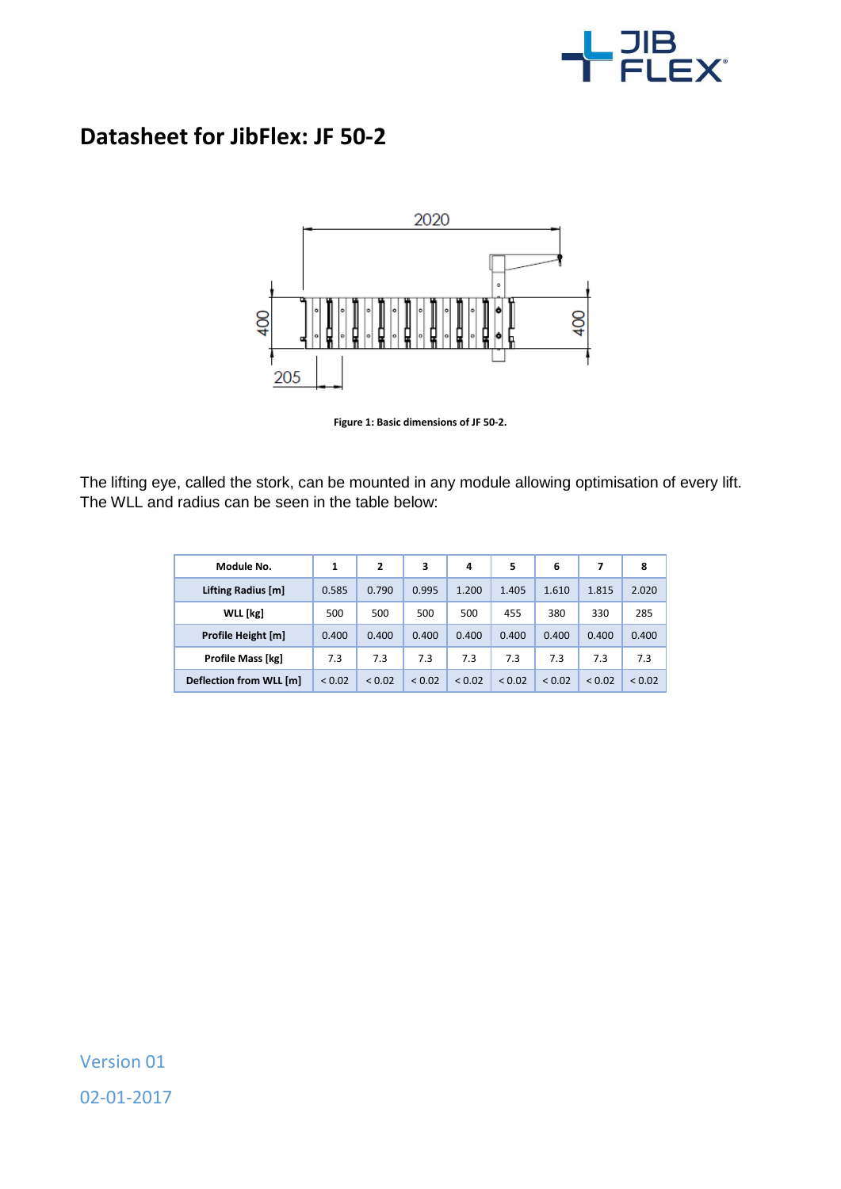# Datasheet for JibFlex: JF 50-2

Figure 1: Basic dimensions of JF 50-2.

The lifting eye, called the stork, can be mounted in any module allowing optimisation of every lift. The WLL and radius can be seen in the table below:

| Module No. | 1 | 2 | 3 | 4 | 5 | 6 | 7 | 8 |
|---|---|---|---|---|---|---|---|---|
| Lifting Radius [m] | 0.585 | 0.790 | 0.995 | 1.200 | 1.405 | 1.610 | 1.815 | 2.020 |
| WLL [kg] | 500 | 500 | 500 | 500 | 455 | 380 | 330 | 285 |
| Profile Height [m] | 0.400 | 0.400 | 0.400 | 0.400 | 0.400 | 0.400 | 0.400 | 0.400 |
| Profile Mass [kg] | 7.3 | 7.3 | 7.3 | 7.3 | 7.3 | 7.3 | 7.3 | 7.3 |
| Deflection from WLL [m] | < 0.02 | < 0.02 | < 0.02 | < 0.02 | < 0.02 | < 0.02 | < 0.02 | < 0.02 |

Version 01

02-01-2017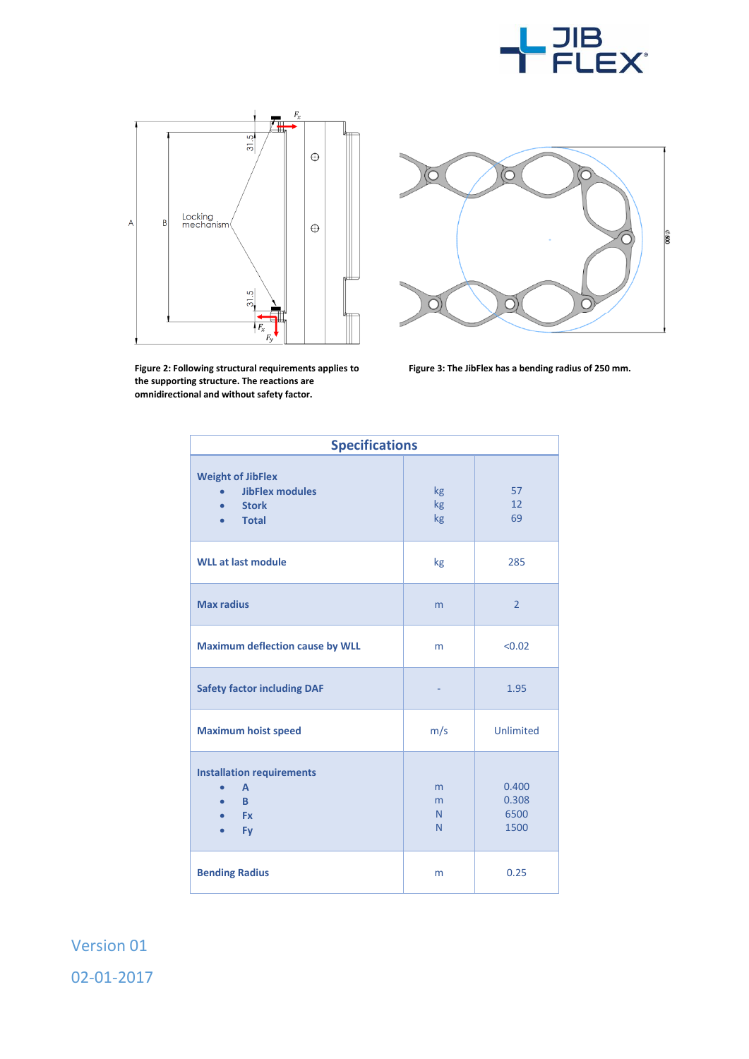Figure 2: Following structural requirements applies to the supporting structure. The reactions are omnidirectional and without safety factor.

Figure 3: The JibFlex has a bending radius of 250 mm.

| Specifications | | |
|---|---|---|
| **Weight of JibFlex**<br>• JibFlex modules<br>• Stork<br>• Total | kg<br>kg<br>kg | 57<br>12<br>69 |
| **WLL at last module** | kg | 285 |
| **Max radius** | m | 2 |
| **Maximum deflection cause by WLL** | m | <0.02 |
| **Safety factor including DAF** | - | 1.95 |
| **Maximum hoist speed** | m/s | Unlimited |
| **Installation requirements**<br>• A<br>• B<br>• Fx<br>• Fy | m<br>m<br>N<br>N | 0.400<br>0.308<br>6500<br>1500 |
| **Bending Radius** | m | 0.25 |

Version 01

02-01-2017